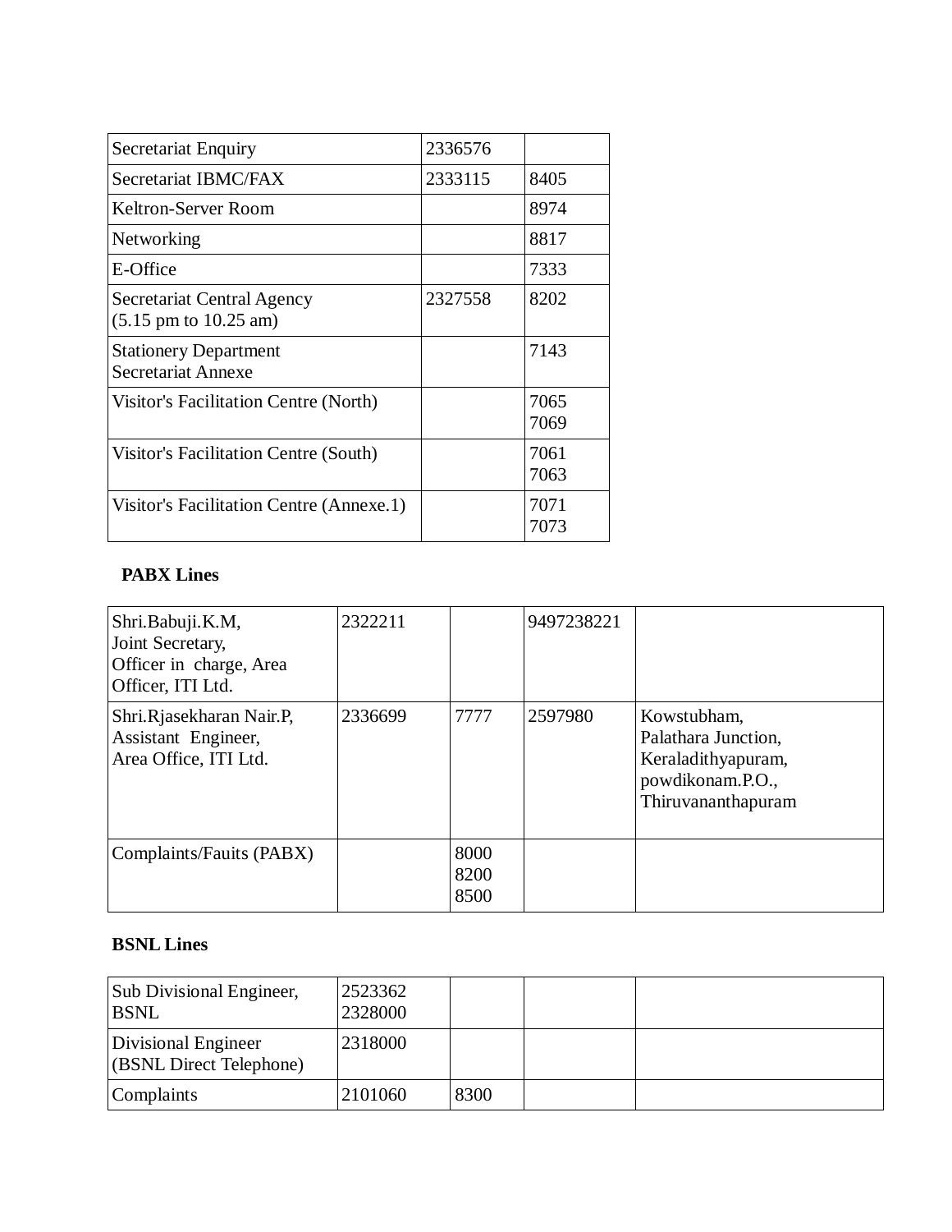| Secretariat Enquiry | 2336576 | |
|---|---|---|
| Secretariat IBMC/FAX | 2333115 | 8405 |
| Keltron-Server Room | | 8974 |
| Networking | | 8817 |
| E-Office | | 7333 |
| Secretariat Central Agency (5.15 pm to 10.25 am) | 2327558 | 8202 |
| Stationery Department Secretariat Annexe | | 7143 |
| Visitor's Facilitation Centre (North) | | 7065 7069 |
| Visitor's Facilitation Centre (South) | | 7061 7063 |
| Visitor's Facilitation Centre (Annexe.1) | | 7071 7073 |

**PABX Lines**

| Shri.Babuji.K.M, Joint Secretary, Officer in charge, Area Officer, ITI Ltd. | 2322211 | | 9497238221 | |
|---|---|---|---|---|
| Shri.Rjasekharan Nair.P, Assistant Engineer, Area Office, ITI Ltd. | 2336699 | 7777 | 2597980 | Kowstubham, Palathara Junction, Keraladithyapuram, powdikonam.P.O., Thiruvananthapuram |
| Complaints/Fauits (PABX) | | 8000 8200 8500 | | |

**BSNL Lines**

| Sub Divisional Engineer, BSNL | 2523362 2328000 | | | |
|---|---|---|---|---|
| Divisional Engineer (BSNL Direct Telephone) | 2318000 | | | |
| Complaints | 2101060 | 8300 | | |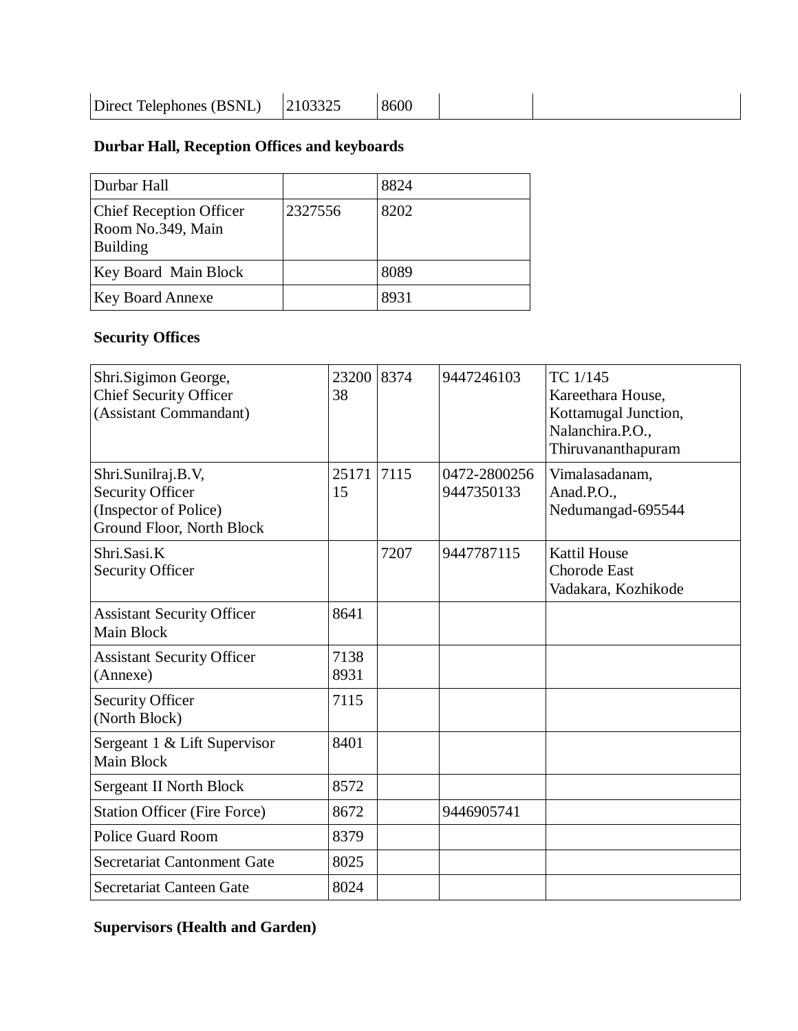| Direct Telephones (BSNL) | 2103325 | 8600 | | |
|---|---|---|---|---|

**Durbar Hall, Reception Offices and keyboards**

| Durbar Hall | | 8824 |
|---|---|---|
| Chief Reception Officer Room No.349, Main Building | 2327556 | 8202 |
| Key Board Main Block | | 8089 |
| Key Board Annexe | | 8931 |

**Security Offices**

| Shri.Sigimon George, Chief Security Officer (Assistant Commandant) | 2320038 | 8374 | 9447246103 | TC 1/145 Kareethara House, Kottamugal Junction, Nalanchira.P.O., Thiruvananthapuram |
|---|---|---|---|---|
| Shri.Sunilraj.B.V, Security Officer (Inspector of Police) Ground Floor, North Block | 2517115 | 7115 | 0472-2800256 9447350133 | Vimalasadanam, Anad.P.O., Nedumangad-695544 |
| Shri.Sasi.K Security Officer | | 7207 | 9447787115 | Kattil House Chorode East Vadakara, Kozhikode |
| Assistant Security Officer Main Block | 8641 | | | |
| Assistant Security Officer (Annexe) | 7138 8931 | | | |
| Security Officer (North Block) | 7115 | | | |
| Sergeant 1 & Lift Supervisor Main Block | 8401 | | | |
| Sergeant II North Block | 8572 | | | |
| Station Officer (Fire Force) | 8672 | | 9446905741 | |
| Police Guard Room | 8379 | | | |
| Secretariat Cantonment Gate | 8025 | | | |
| Secretariat Canteen Gate | 8024 | | | |

**Supervisors (Health and Garden)**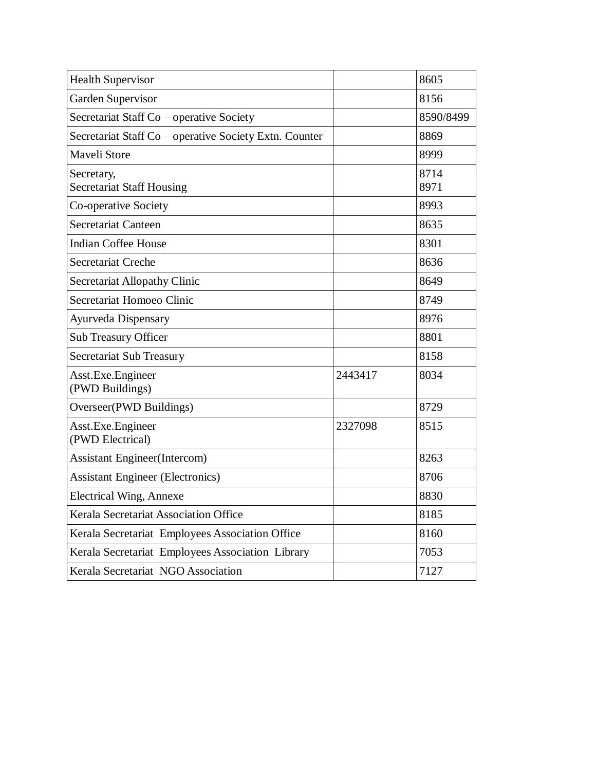| | | |
|---|---|---|
| Health Supervisor | | 8605 |
| Garden Supervisor | | 8156 |
| Secretariat Staff Co – operative Society | | 8590/8499 |
| Secretariat Staff Co – operative Society Extn. Counter | | 8869 |
| Maveli Store | | 8999 |
| Secretary, Secretariat Staff Housing | | 8714 8971 |
| Co-operative Society | | 8993 |
| Secretariat Canteen | | 8635 |
| Indian Coffee House | | 8301 |
| Secretariat Creche | | 8636 |
| Secretariat Allopathy Clinic | | 8649 |
| Secretariat Homoeo Clinic | | 8749 |
| Ayurveda Dispensary | | 8976 |
| Sub Treasury Officer | | 8801 |
| Secretariat Sub Treasury | | 8158 |
| Asst.Exe.Engineer (PWD Buildings) | 2443417 | 8034 |
| Overseer(PWD Buildings) | | 8729 |
| Asst.Exe.Engineer (PWD Electrical) | 2327098 | 8515 |
| Assistant Engineer(Intercom) | | 8263 |
| Assistant Engineer (Electronics) | | 8706 |
| Electrical Wing, Annexe | | 8830 |
| Kerala Secretariat Association Office | | 8185 |
| Kerala Secretariat Employees Association Office | | 8160 |
| Kerala Secretariat Employees Association Library | | 7053 |
| Kerala Secretariat NGO Association | | 7127 |